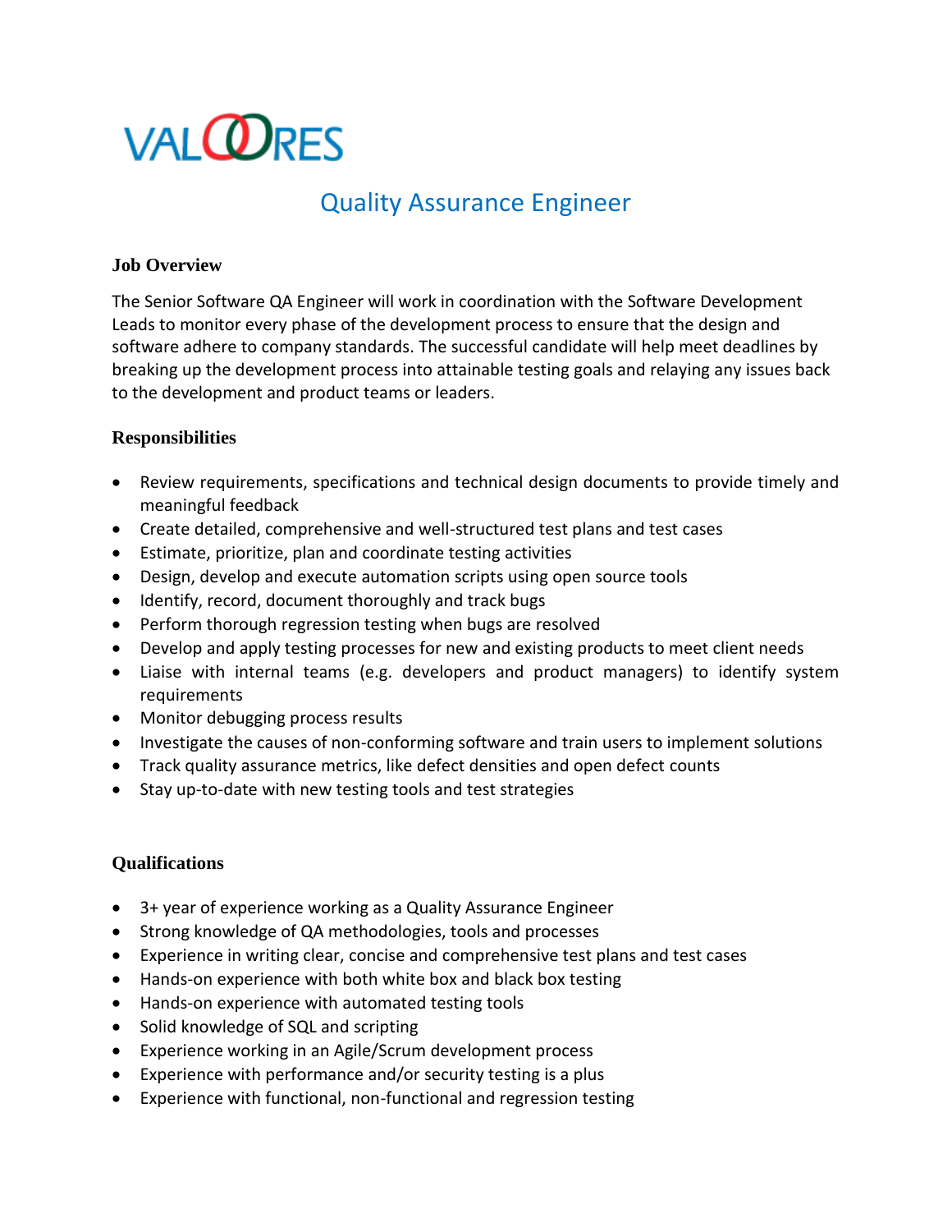VALOORES

# Quality Assurance Engineer

## Job Overview

The Senior Software QA Engineer will work in coordination with the Software Development Leads to monitor every phase of the development process to ensure that the design and software adhere to company standards. The successful candidate will help meet deadlines by breaking up the development process into attainable testing goals and relaying any issues back to the development and product teams or leaders.

## Responsibilities

- Review requirements, specifications and technical design documents to provide timely and meaningful feedback
- Create detailed, comprehensive and well-structured test plans and test cases
- Estimate, prioritize, plan and coordinate testing activities
- Design, develop and execute automation scripts using open source tools
- Identify, record, document thoroughly and track bugs
- Perform thorough regression testing when bugs are resolved
- Develop and apply testing processes for new and existing products to meet client needs
- Liaise with internal teams (e.g. developers and product managers) to identify system requirements
- Monitor debugging process results
- Investigate the causes of non-conforming software and train users to implement solutions
- Track quality assurance metrics, like defect densities and open defect counts
- Stay up-to-date with new testing tools and test strategies

## Qualifications

- 3+ year of experience working as a Quality Assurance Engineer
- Strong knowledge of QA methodologies, tools and processes
- Experience in writing clear, concise and comprehensive test plans and test cases
- Hands-on experience with both white box and black box testing
- Hands-on experience with automated testing tools
- Solid knowledge of SQL and scripting
- Experience working in an Agile/Scrum development process
- Experience with performance and/or security testing is a plus
- Experience with functional, non-functional and regression testing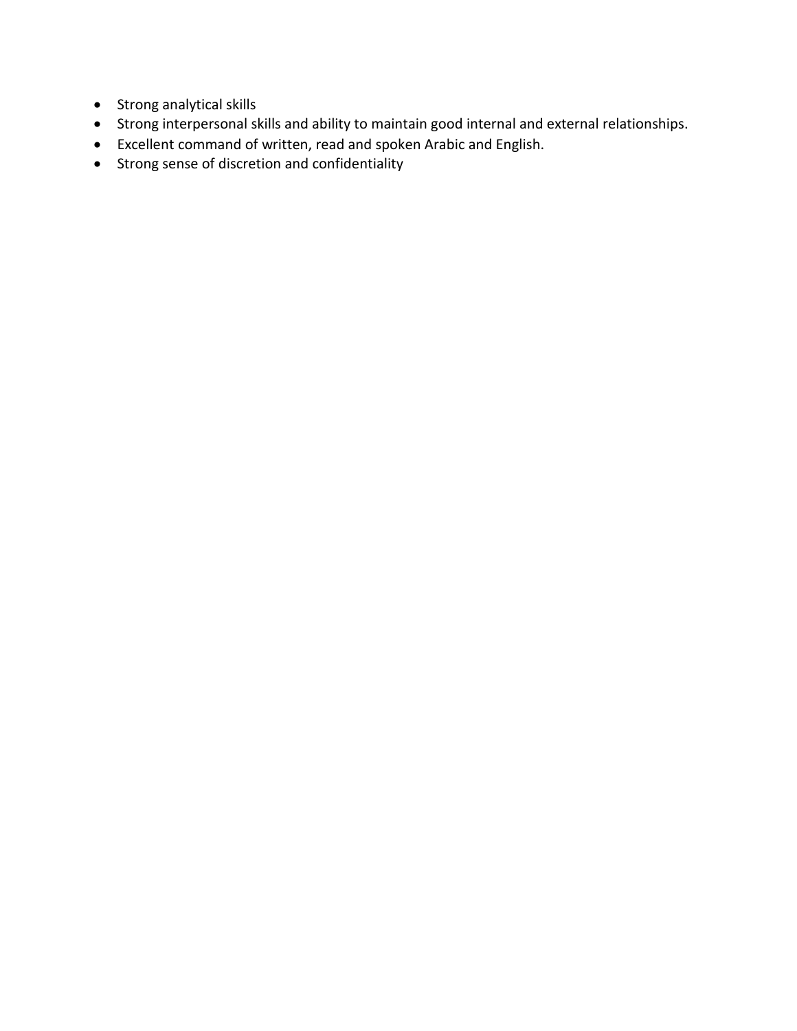- Strong analytical skills
- Strong interpersonal skills and ability to maintain good internal and external relationships.
- Excellent command of written, read and spoken Arabic and English.
- Strong sense of discretion and confidentiality